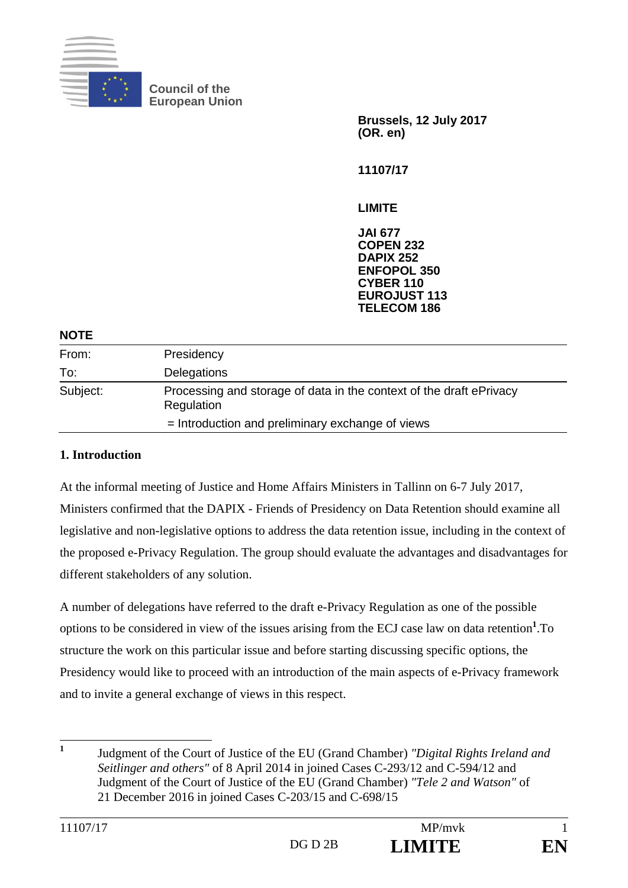Council of the European Union

**Brussels, 12 July 2017**
**(OR. en)**

**11107/17**

**LIMITE**

**JAI 677**
**COPEN 232**
**DAPIX 252**
**ENFOPOL 350**
**CYBER 110**
**EUROJUST 113**
**TELECOM 186**

**NOTE**

| | |
|---|---|
| From: | Presidency |
| To: | Delegations |
| Subject: | Processing and storage of data in the context of the draft ePrivacy Regulation |
| | = Introduction and preliminary exchange of views |

## 1. Introduction

At the informal meeting of Justice and Home Affairs Ministers in Tallinn on 6-7 July 2017, Ministers confirmed that the DAPIX - Friends of Presidency on Data Retention should examine all legislative and non-legislative options to address the data retention issue, including in the context of the proposed e-Privacy Regulation. The group should evaluate the advantages and disadvantages for different stakeholders of any solution.

A number of delegations have referred to the draft e-Privacy Regulation as one of the possible options to be considered in view of the issues arising from the ECJ case law on data retention[1].To structure the work on this particular issue and before starting discussing specific options, the Presidency would like to proceed with an introduction of the main aspects of e-Privacy framework and to invite a general exchange of views in this respect.

[1] Judgment of the Court of Justice of the EU (Grand Chamber) *"Digital Rights Ireland and Seitlinger and others"* of 8 April 2014 in joined Cases C-293/12 and C-594/12 and Judgment of the Court of Justice of the EU (Grand Chamber) *"Tele 2 and Watson"* of 21 December 2016 in joined Cases C-203/15 and C-698/15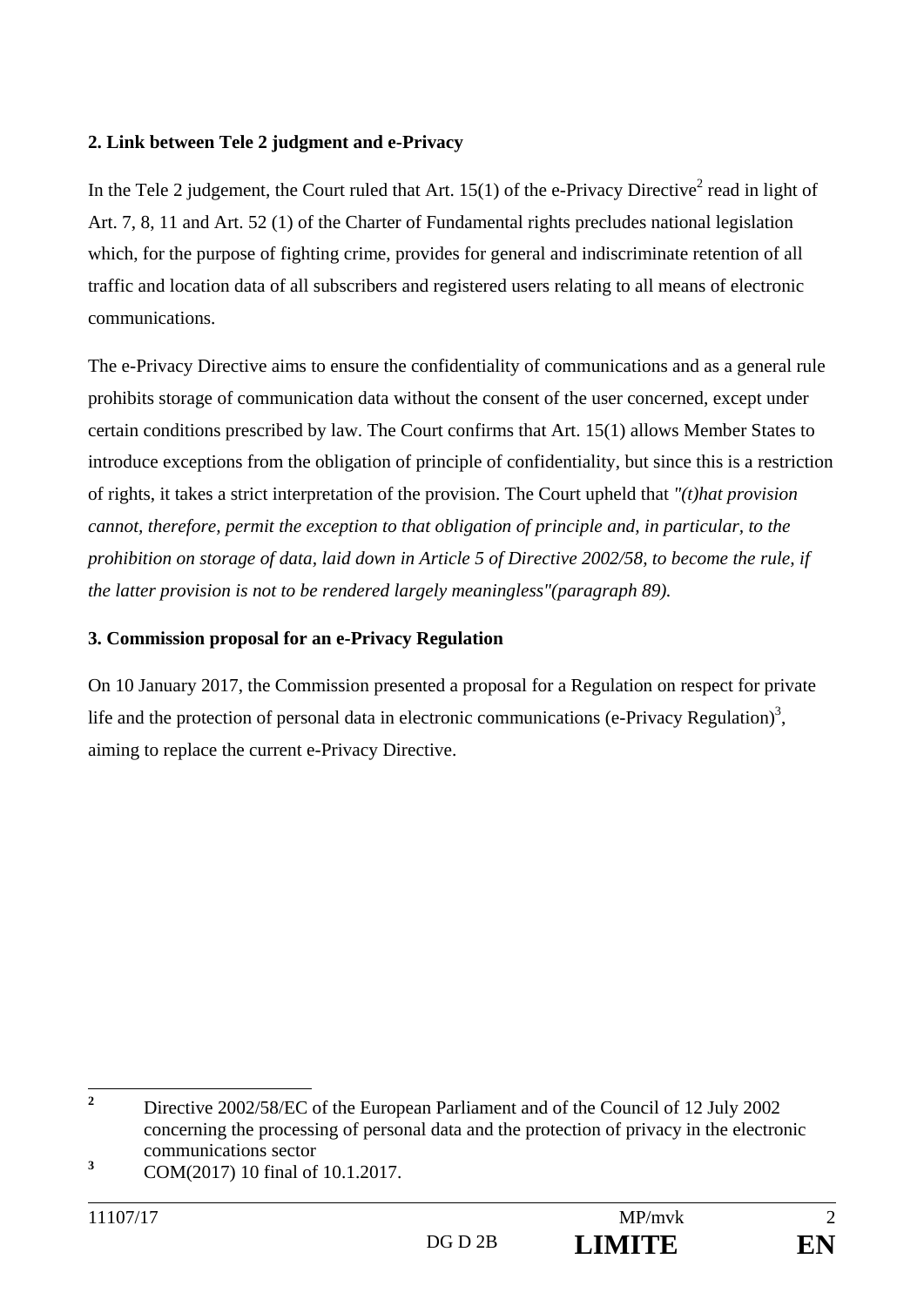**2. Link between Tele 2 judgment and e-Privacy**

In the Tele 2 judgement, the Court ruled that Art. 15(1) of the e-Privacy Directive[2] read in light of Art. 7, 8, 11 and Art. 52 (1) of the Charter of Fundamental rights precludes national legislation which, for the purpose of fighting crime, provides for general and indiscriminate retention of all traffic and location data of all subscribers and registered users relating to all means of electronic communications.

The e-Privacy Directive aims to ensure the confidentiality of communications and as a general rule prohibits storage of communication data without the consent of the user concerned, except under certain conditions prescribed by law. The Court confirms that Art. 15(1) allows Member States to introduce exceptions from the obligation of principle of confidentiality, but since this is a restriction of rights, it takes a strict interpretation of the provision. The Court upheld that *"(t)hat provision cannot, therefore, permit the exception to that obligation of principle and, in particular, to the prohibition on storage of data, laid down in Article 5 of Directive 2002/58, to become the rule, if the latter provision is not to be rendered largely meaningless"(paragraph 89).*

**3. Commission proposal for an e-Privacy Regulation**

On 10 January 2017, the Commission presented a proposal for a Regulation on respect for private life and the protection of personal data in electronic communications (e-Privacy Regulation)[3], aiming to replace the current e-Privacy Directive.

---

[2] Directive 2002/58/EC of the European Parliament and of the Council of 12 July 2002 concerning the processing of personal data and the protection of privacy in the electronic communications sector

[3] COM(2017) 10 final of 10.1.2017.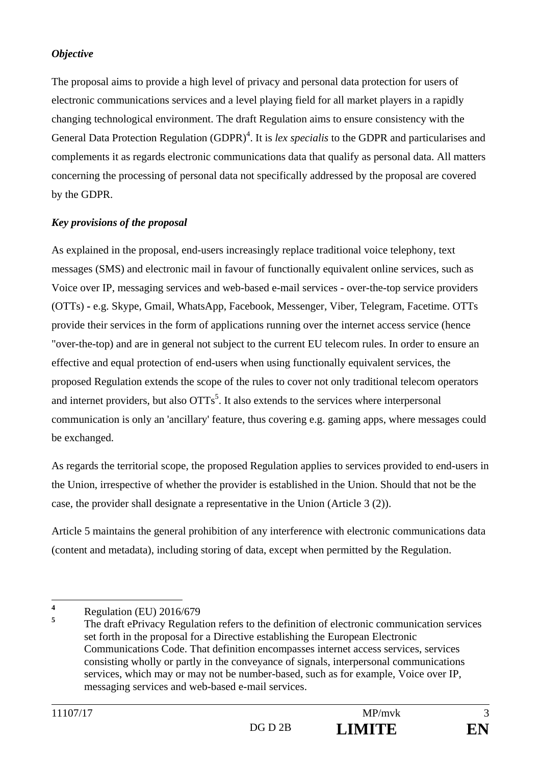***Objective***

The proposal aims to provide a high level of privacy and personal data protection for users of electronic communications services and a level playing field for all market players in a rapidly changing technological environment. The draft Regulation aims to ensure consistency with the General Data Protection Regulation (GDPR)[4]. It is *lex specialis* to the GDPR and particularises and complements it as regards electronic communications data that qualify as personal data. All matters concerning the processing of personal data not specifically addressed by the proposal are covered by the GDPR.

***Key provisions of the proposal***

As explained in the proposal, end-users increasingly replace traditional voice telephony, text messages (SMS) and electronic mail in favour of functionally equivalent online services, such as Voice over IP, messaging services and web-based e-mail services - over-the-top service providers (OTTs) - e.g. Skype, Gmail, WhatsApp, Facebook, Messenger, Viber, Telegram, Facetime. OTTs provide their services in the form of applications running over the internet access service (hence "over-the-top) and are in general not subject to the current EU telecom rules. In order to ensure an effective and equal protection of end-users when using functionally equivalent services, the proposed Regulation extends the scope of the rules to cover not only traditional telecom operators and internet providers, but also OTTs[5]. It also extends to the services where interpersonal communication is only an 'ancillary' feature, thus covering e.g. gaming apps, where messages could be exchanged.

As regards the territorial scope, the proposed Regulation applies to services provided to end-users in the Union, irrespective of whether the provider is established in the Union. Should that not be the case, the provider shall designate a representative in the Union (Article 3 (2)).

Article 5 maintains the general prohibition of any interference with electronic communications data (content and metadata), including storing of data, except when permitted by the Regulation.

---

[4] Regulation (EU) 2016/679

[5] The draft ePrivacy Regulation refers to the definition of electronic communication services set forth in the proposal for a Directive establishing the European Electronic Communications Code. That definition encompasses internet access services, services consisting wholly or partly in the conveyance of signals, interpersonal communications services, which may or may not be number-based, such as for example, Voice over IP, messaging services and web-based e-mail services.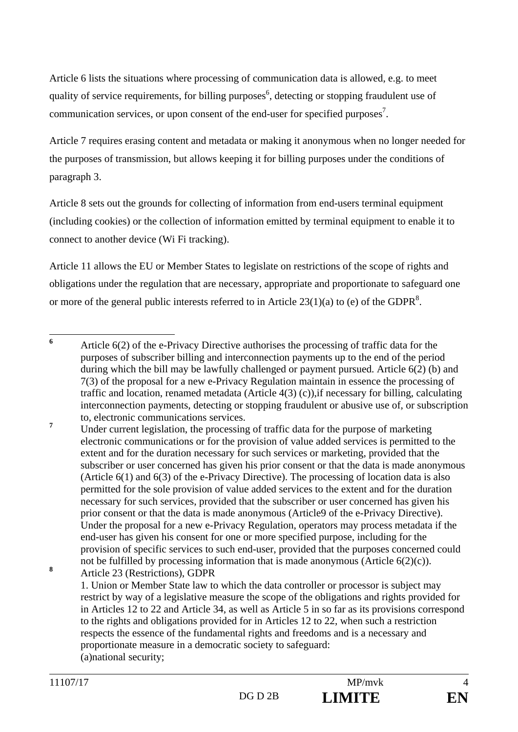Article 6 lists the situations where processing of communication data is allowed, e.g. to meet quality of service requirements, for billing purposes[6], detecting or stopping fraudulent use of communication services, or upon consent of the end-user for specified purposes[7].

Article 7 requires erasing content and metadata or making it anonymous when no longer needed for the purposes of transmission, but allows keeping it for billing purposes under the conditions of paragraph 3.

Article 8 sets out the grounds for collecting of information from end-users terminal equipment (including cookies) or the collection of information emitted by terminal equipment to enable it to connect to another device (Wi Fi tracking).

Article 11 allows the EU or Member States to legislate on restrictions of the scope of rights and obligations under the regulation that are necessary, appropriate and proportionate to safeguard one or more of the general public interests referred to in Article 23(1)(a) to (e) of the GDPR[8].

---

[6] Article 6(2) of the e-Privacy Directive authorises the processing of traffic data for the purposes of subscriber billing and interconnection payments up to the end of the period during which the bill may be lawfully challenged or payment pursued. Article 6(2) (b) and 7(3) of the proposal for a new e-Privacy Regulation maintain in essence the processing of traffic and location, renamed metadata (Article 4(3) (c)),if necessary for billing, calculating interconnection payments, detecting or stopping fraudulent or abusive use of, or subscription to, electronic communications services.

[7] Under current legislation, the processing of traffic data for the purpose of marketing electronic communications or for the provision of value added services is permitted to the extent and for the duration necessary for such services or marketing, provided that the subscriber or user concerned has given his prior consent or that the data is made anonymous (Article 6(1) and 6(3) of the e-Privacy Directive). The processing of location data is also permitted for the sole provision of value added services to the extent and for the duration necessary for such services, provided that the subscriber or user concerned has given his prior consent or that the data is made anonymous (Article9 of the e-Privacy Directive). Under the proposal for a new e-Privacy Regulation, operators may process metadata if the end-user has given his consent for one or more specified purpose, including for the provision of specific services to such end-user, provided that the purposes concerned could not be fulfilled by processing information that is made anonymous (Article 6(2)(c)).

[8] Article 23 (Restrictions), GDPR
1. Union or Member State law to which the data controller or processor is subject may restrict by way of a legislative measure the scope of the obligations and rights provided for in Articles 12 to 22 and Article 34, as well as Article 5 in so far as its provisions correspond to the rights and obligations provided for in Articles 12 to 22, when such a restriction respects the essence of the fundamental rights and freedoms and is a necessary and proportionate measure in a democratic society to safeguard:
(a)national security;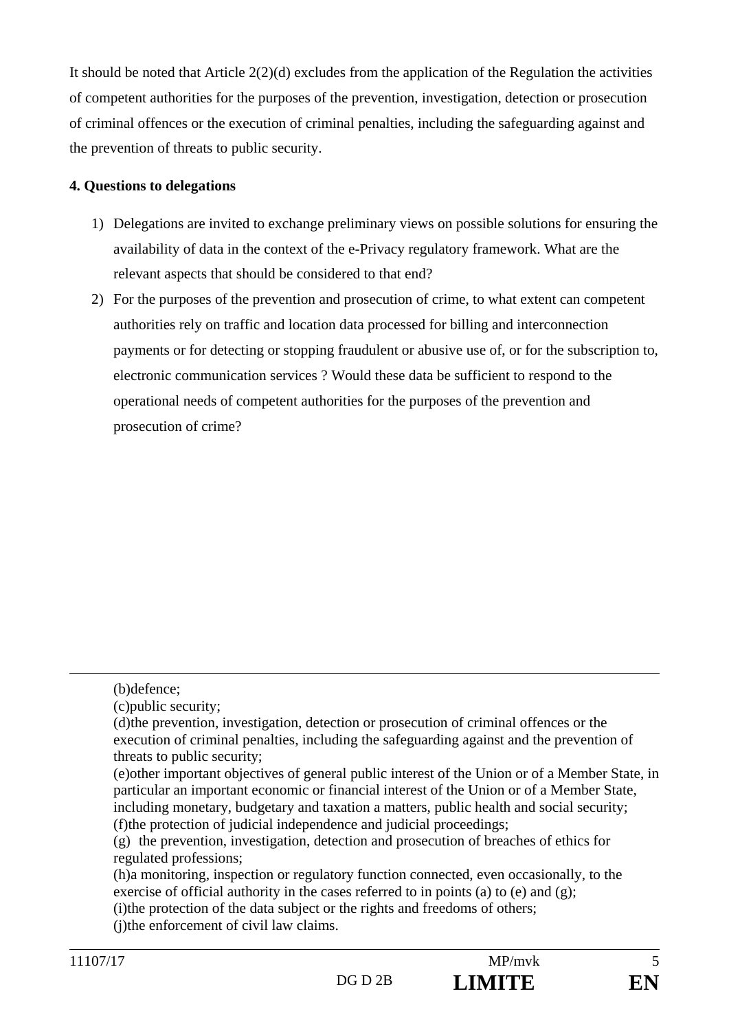It should be noted that Article 2(2)(d) excludes from the application of the Regulation the activities of competent authorities for the purposes of the prevention, investigation, detection or prosecution of criminal offences or the execution of criminal penalties, including the safeguarding against and the prevention of threats to public security.

**4. Questions to delegations**

1) Delegations are invited to exchange preliminary views on possible solutions for ensuring the availability of data in the context of the e-Privacy regulatory framework. What are the relevant aspects that should be considered to that end?
2) For the purposes of the prevention and prosecution of crime, to what extent can competent authorities rely on traffic and location data processed for billing and interconnection payments or for detecting or stopping fraudulent or abusive use of, or for the subscription to, electronic communication services ? Would these data be sufficient to respond to the operational needs of competent authorities for the purposes of the prevention and prosecution of crime?

---

(b)defence;
(c)public security;
(d)the prevention, investigation, detection or prosecution of criminal offences or the execution of criminal penalties, including the safeguarding against and the prevention of threats to public security;
(e)other important objectives of general public interest of the Union or of a Member State, in particular an important economic or financial interest of the Union or of a Member State, including monetary, budgetary and taxation a matters, public health and social security;
(f)the protection of judicial independence and judicial proceedings;
(g) the prevention, investigation, detection and prosecution of breaches of ethics for regulated professions;
(h)a monitoring, inspection or regulatory function connected, even occasionally, to the exercise of official authority in the cases referred to in points (a) to (e) and (g);
(i)the protection of the data subject or the rights and freedoms of others;
(j)the enforcement of civil law claims.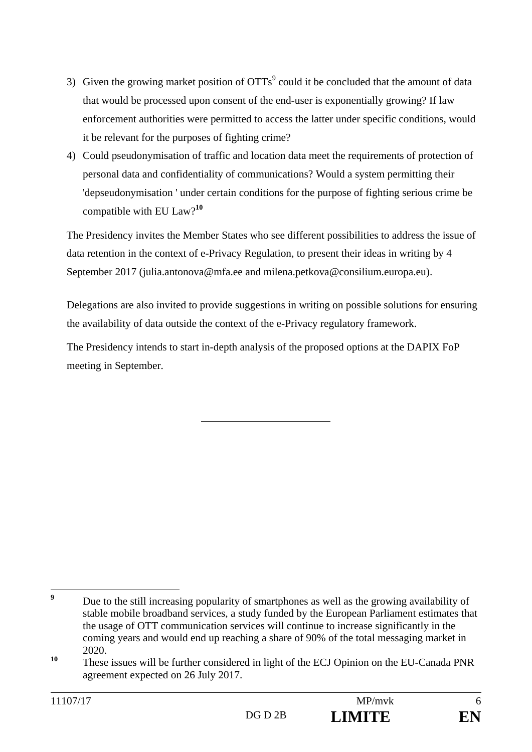3) Given the growing market position of OTTs[9] could it be concluded that the amount of data that would be processed upon consent of the end-user is exponentially growing? If law enforcement authorities were permitted to access the latter under specific conditions, would it be relevant for the purposes of fighting crime?
4) Could pseudonymisation of traffic and location data meet the requirements of protection of personal data and confidentiality of communications? Would a system permitting their 'depseudonymisation ' under certain conditions for the purpose of fighting serious crime be compatible with EU Law?[10]

The Presidency invites the Member States who see different possibilities to address the issue of data retention in the context of e-Privacy Regulation, to present their ideas in writing by 4 September 2017 (julia.antonova@mfa.ee and milena.petkova@consilium.europa.eu).

Delegations are also invited to provide suggestions in writing on possible solutions for ensuring the availability of data outside the context of the e-Privacy regulatory framework.

The Presidency intends to start in-depth analysis of the proposed options at the DAPIX FoP meeting in September.

---

[9] Due to the still increasing popularity of smartphones as well as the growing availability of stable mobile broadband services, a study funded by the European Parliament estimates that the usage of OTT communication services will continue to increase significantly in the coming years and would end up reaching a share of 90% of the total messaging market in 2020.

[10] These issues will be further considered in light of the ECJ Opinion on the EU-Canada PNR agreement expected on 26 July 2017.